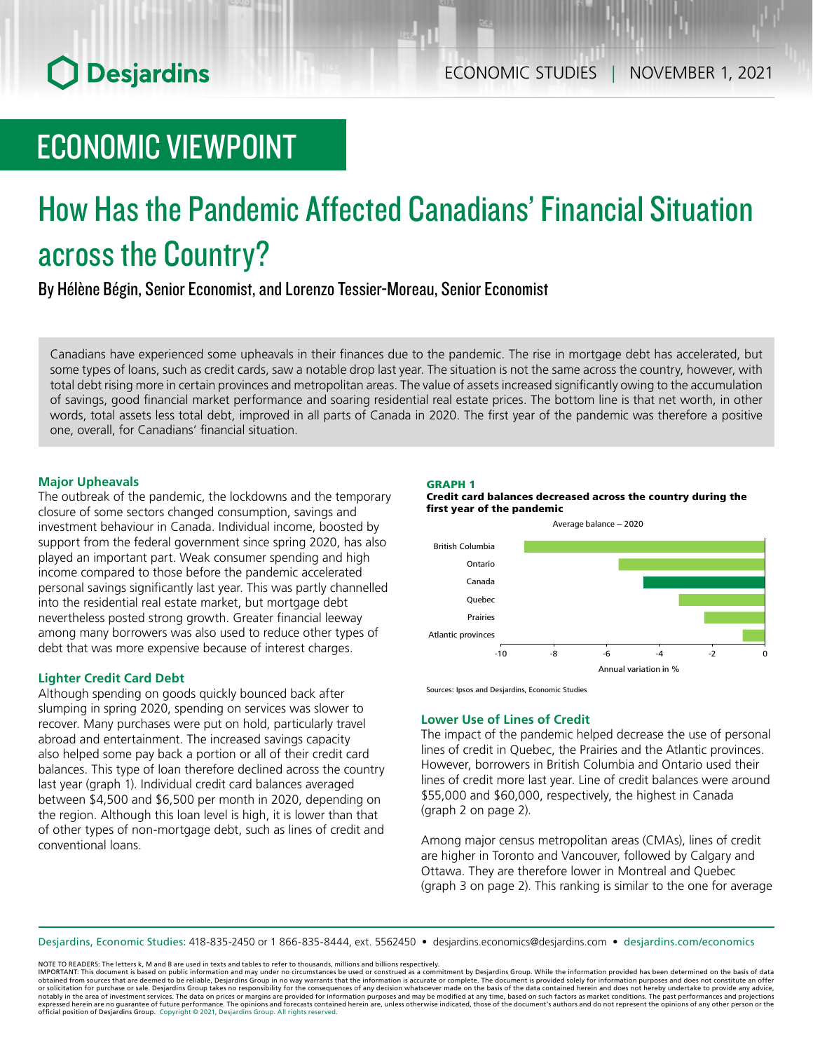# ECONOMIC VIEWPOINT

# How Has the Pandemic Affected Canadians' Financial Situation across the Country?

By Hélène Bégin, Senior Economist, and Lorenzo Tessier-Moreau, Senior Economist

Canadians have experienced some upheavals in their finances due to the pandemic. The rise in mortgage debt has accelerated, but some types of loans, such as credit cards, saw a notable drop last year. The situation is not the same across the country, however, with total debt rising more in certain provinces and metropolitan areas. The value of assets increased significantly owing to the accumulation of savings, good financial market performance and soaring residential real estate prices. The bottom line is that net worth, in other words, total assets less total debt, improved in all parts of Canada in 2020. The first year of the pandemic was therefore a positive one, overall, for Canadians' financial situation.

### Major Upheavals

The outbreak of the pandemic, the lockdowns and the temporary closure of some sectors changed consumption, savings and investment behaviour in Canada. Individual income, boosted by support from the federal government since spring 2020, has also played an important part. Weak consumer spending and high income compared to those before the pandemic accelerated personal savings significantly last year. This was partly channelled into the residential real estate market, but mortgage debt nevertheless posted strong growth. Greater financial leeway among many borrowers was also used to reduce other types of debt that was more expensive because of interest charges.

### Lighter Credit Card Debt

Although spending on goods quickly bounced back after slumping in spring 2020, spending on services was slower to recover. Many purchases were put on hold, particularly travel abroad and entertainment. The increased savings capacity also helped some pay back a portion or all of their credit card balances. This type of loan therefore declined across the country last year (graph 1). Individual credit card balances averaged between $4,500 and $6,500 per month in 2020, depending on the region. Although this loan level is high, it is lower than that of other types of non-mortgage debt, such as lines of credit and conventional loans.

**GRAPH 1**
**Credit card balances decreased across the country during the first year of the pandemic**

Average balance – 2020

| Region | Annual variation in % |
|---|---|
| British Columbia | -9.2 |
| Ontario | -5.6 |
| Canada | -4.6 |
| Quebec | -3.3 |
| Prairies | -2.3 |
| Atlantic provinces | -0.8 |

Sources: Ipsos and Desjardins, Economic Studies

### Lower Use of Lines of Credit

The impact of the pandemic helped decrease the use of personal lines of credit in Quebec, the Prairies and the Atlantic provinces. However, borrowers in British Columbia and Ontario used their lines of credit more last year. Line of credit balances were around $55,000 and $60,000, respectively, the highest in Canada (graph 2 on page 2).

Among major census metropolitan areas (CMAs), lines of credit are higher in Toronto and Vancouver, followed by Calgary and Ottawa. They are therefore lower in Montreal and Quebec (graph 3 on page 2). This ranking is similar to the one for average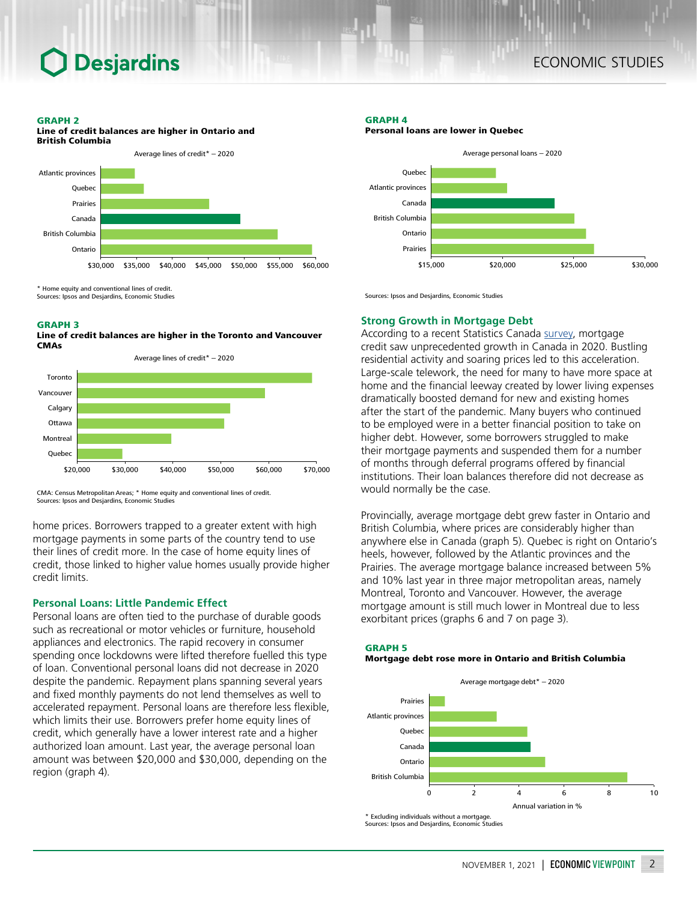**GRAPH 2**
**Line of credit balances are higher in Ontario and British Columbia**

Average lines of credit* – 2020

Atlantic provinces
Quebec
Prairies
Canada
British Columbia
Ontario

$30,000 $35,000 $40,000 $45,000 $50,000 $55,000 $60,000

\* Home equity and conventional lines of credit.
Sources: Ipsos and Desjardins, Economic Studies

**GRAPH 3**
**Line of credit balances are higher in the Toronto and Vancouver CMAs**

Average lines of credit* – 2020

Toronto
Vancouver
Calgary
Ottawa
Montreal
Quebec

$20,000 $30,000 $40,000 $50,000 $60,000 $70,000

CMA: Census Metropolitan Areas; * Home equity and conventional lines of credit.
Sources: Ipsos and Desjardins, Economic Studies

home prices. Borrowers trapped to a greater extent with high mortgage payments in some parts of the country tend to use their lines of credit more. In the case of home equity lines of credit, those linked to higher value homes usually provide higher credit limits.

## Personal Loans: Little Pandemic Effect

Personal loans are often tied to the purchase of durable goods such as recreational or motor vehicles or furniture, household appliances and electronics. The rapid recovery in consumer spending once lockdowns were lifted therefore fuelled this type of loan. Conventional personal loans did not decrease in 2020 despite the pandemic. Repayment plans spanning several years and fixed monthly payments do not lend themselves as well to accelerated repayment. Personal loans are therefore less flexible, which limits their use. Borrowers prefer home equity lines of credit, which generally have a lower interest rate and a higher authorized loan amount. Last year, the average personal loan amount was between $20,000 and $30,000, depending on the region (graph 4).

**GRAPH 4**
**Personal loans are lower in Quebec**

Average personal loans – 2020

Quebec
Atlantic provinces
Canada
British Columbia
Ontario
Prairies

$15,000 $20,000 $25,000 $30,000

Sources: Ipsos and Desjardins, Economic Studies

## Strong Growth in Mortgage Debt

According to a recent Statistics Canada survey, mortgage credit saw unprecedented growth in Canada in 2020. Bustling residential activity and soaring prices led to this acceleration. Large-scale telework, the need for many to have more space at home and the financial leeway created by lower living expenses dramatically boosted demand for new and existing homes after the start of the pandemic. Many buyers who continued to be employed were in a better financial position to take on higher debt. However, some borrowers struggled to make their mortgage payments and suspended them for a number of months through deferral programs offered by financial institutions. Their loan balances therefore did not decrease as would normally be the case.

Provincially, average mortgage debt grew faster in Ontario and British Columbia, where prices are considerably higher than anywhere else in Canada (graph 5). Quebec is right on Ontario's heels, however, followed by the Atlantic provinces and the Prairies. The average mortgage balance increased between 5% and 10% last year in three major metropolitan areas, namely Montreal, Toronto and Vancouver. However, the average mortgage amount is still much lower in Montreal due to less exorbitant prices (graphs 6 and 7 on page 3).

**GRAPH 5**
**Mortgage debt rose more in Ontario and British Columbia**

Average mortgage debt* – 2020

Prairies
Atlantic provinces
Quebec
Canada
Ontario
British Columbia

0 2 4 6 8 10

Annual variation in %

\* Excluding individuals without a mortgage.
Sources: Ipsos and Desjardins, Economic Studies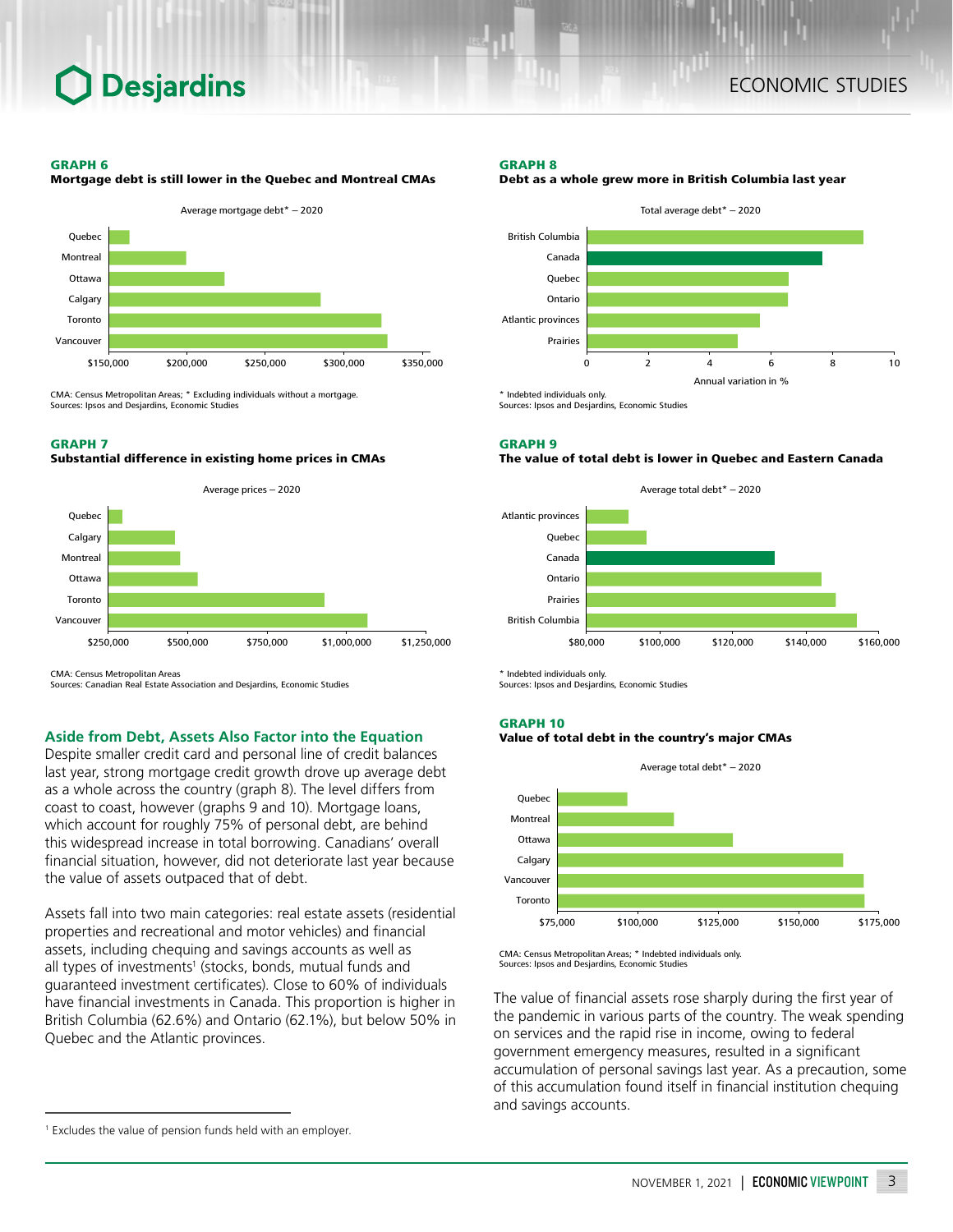**GRAPH 6**
**Mortgage debt is still lower in the Quebec and Montreal CMAs**

Average mortgage debt* – 2020

CMA: Census Metropolitan Areas; * Excluding individuals without a mortgage.
Sources: Ipsos and Desjardins, Economic Studies

**GRAPH 7**
**Substantial difference in existing home prices in CMAs**

Average prices – 2020

CMA: Census Metropolitan Areas
Sources: Canadian Real Estate Association and Desjardins, Economic Studies

## Aside from Debt, Assets Also Factor into the Equation

Despite smaller credit card and personal line of credit balances last year, strong mortgage credit growth drove up average debt as a whole across the country (graph 8). The level differs from coast to coast, however (graphs 9 and 10). Mortgage loans, which account for roughly 75% of personal debt, are behind this widespread increase in total borrowing. Canadians' overall financial situation, however, did not deteriorate last year because the value of assets outpaced that of debt.

Assets fall into two main categories: real estate assets (residential properties and recreational and motor vehicles) and financial assets, including chequing and savings accounts as well as all types of investments[1] (stocks, bonds, mutual funds and guaranteed investment certificates). Close to 60% of individuals have financial investments in Canada. This proportion is higher in British Columbia (62.6%) and Ontario (62.1%), but below 50% in Quebec and the Atlantic provinces.

[1] Excludes the value of pension funds held with an employer.

**GRAPH 8**
**Debt as a whole grew more in British Columbia last year**

Total average debt* – 2020

* Indebted individuals only.
Sources: Ipsos and Desjardins, Economic Studies

**GRAPH 9**
**The value of total debt is lower in Quebec and Eastern Canada**

Average total debt* – 2020

* Indebted individuals only.
Sources: Ipsos and Desjardins, Economic Studies

**GRAPH 10**
**Value of total debt in the country's major CMAs**

Average total debt* – 2020

CMA: Census Metropolitan Areas; * Indebted individuals only.
Sources: Ipsos and Desjardins, Economic Studies

The value of financial assets rose sharply during the first year of the pandemic in various parts of the country. The weak spending on services and the rapid rise in income, owing to federal government emergency measures, resulted in a significant accumulation of personal savings last year. As a precaution, some of this accumulation found itself in financial institution chequing and savings accounts.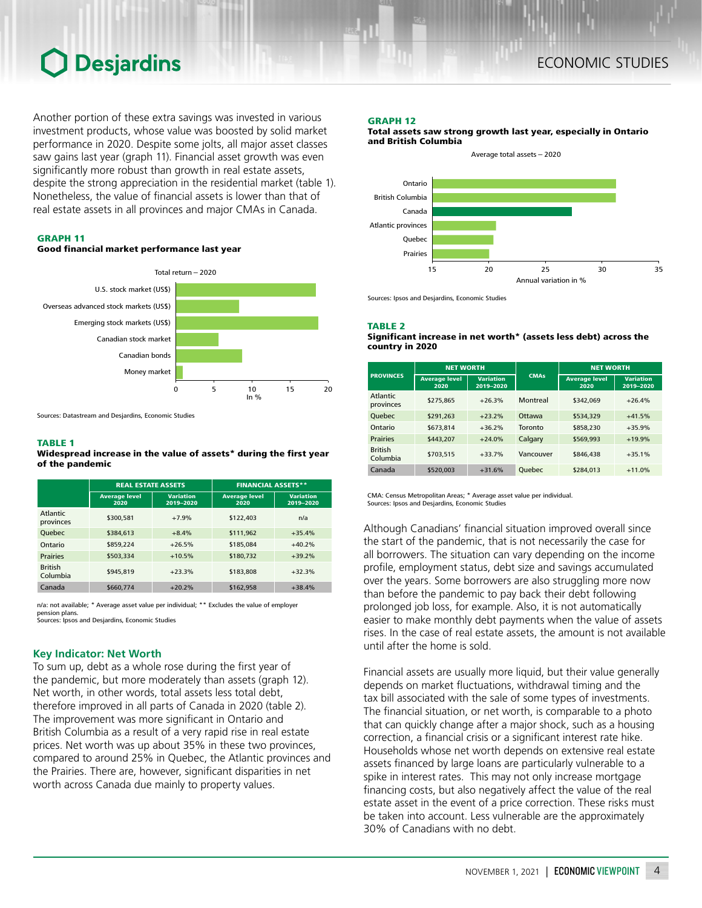Another portion of these extra savings was invested in various investment products, whose value was boosted by solid market performance in 2020. Despite some jolts, all major asset classes saw gains last year (graph 11). Financial asset growth was even significantly more robust than growth in real estate assets, despite the strong appreciation in the residential market (table 1). Nonetheless, the value of financial assets is lower than that of real estate assets in all provinces and major CMAs in Canada.

**GRAPH 11**
**Good financial market performance last year**

Total return – 2020

- U.S. stock market (US$)
- Overseas advanced stock markets (US$)
- Emerging stock markets (US$)
- Canadian stock market
- Canadian bonds
- Money market

In %

Sources: Datastream and Desjardins, Economic Studies

**TABLE 1**
**Widespread increase in the value of assets* during the first year of the pandemic**

| | REAL ESTATE ASSETS | | FINANCIAL ASSETS** | |
|---|---|---|---|---|
| | Average level 2020 | Variation 2019–2020 | Average level 2020 | Variation 2019–2020 |
| Atlantic provinces | $300,581 | +7.9% | $122,403 | n/a |
| Quebec | $384,613 | +8.4% | $111,962 | +35.4% |
| Ontario | $859,224 | +26.5% | $185,084 | +40.2% |
| Prairies | $503,334 | +10.5% | $180,732 | +39.2% |
| British Columbia | $945,819 | +23.3% | $183,808 | +32.3% |
| Canada | $660,774 | +20.2% | $162,958 | +38.4% |

n/a: not available; * Average asset value per individual; ** Excludes the value of employer pension plans.
Sources: Ipsos and Desjardins, Economic Studies

## Key Indicator: Net Worth

To sum up, debt as a whole rose during the first year of the pandemic, but more moderately than assets (graph 12). Net worth, in other words, total assets less total debt, therefore improved in all parts of Canada in 2020 (table 2). The improvement was more significant in Ontario and British Columbia as a result of a very rapid rise in real estate prices. Net worth was up about 35% in these two provinces, compared to around 25% in Quebec, the Atlantic provinces and the Prairies. There are, however, significant disparities in net worth across Canada due mainly to property values.

**GRAPH 12**
**Total assets saw strong growth last year, especially in Ontario and British Columbia**

Average total assets – 2020

- Ontario
- British Columbia
- Canada
- Atlantic provinces
- Quebec
- Prairies

Annual variation in %

Sources: Ipsos and Desjardins, Economic Studies

**TABLE 2**
**Significant increase in net worth* (assets less debt) across the country in 2020**

| PROVINCES | NET WORTH | | CMAs | NET WORTH | |
|---|---|---|---|---|---|
| | Average level 2020 | Variation 2019–2020 | | Average level 2020 | Variation 2019–2020 |
| Atlantic provinces | $275,865 | +26.3% | Montreal | $342,069 | +26.4% |
| Quebec | $291,263 | +23.2% | Ottawa | $534,329 | +41.5% |
| Ontario | $673,814 | +36.2% | Toronto | $858,230 | +35.9% |
| Prairies | $443,207 | +24.0% | Calgary | $569,993 | +19.9% |
| British Columbia | $703,515 | +33.7% | Vancouver | $846,438 | +35.1% |
| Canada | $520,003 | +31.6% | Quebec | $284,013 | +11.0% |

CMA: Census Metropolitan Areas; * Average asset value per individual.
Sources: Ipsos and Desjardins, Economic Studies

Although Canadians' financial situation improved overall since the start of the pandemic, that is not necessarily the case for all borrowers. The situation can vary depending on the income profile, employment status, debt size and savings accumulated over the years. Some borrowers are also struggling more now than before the pandemic to pay back their debt following prolonged job loss, for example. Also, it is not automatically easier to make monthly debt payments when the value of assets rises. In the case of real estate assets, the amount is not available until after the home is sold.

Financial assets are usually more liquid, but their value generally depends on market fluctuations, withdrawal timing and the tax bill associated with the sale of some types of investments. The financial situation, or net worth, is comparable to a photo that can quickly change after a major shock, such as a housing correction, a financial crisis or a significant interest rate hike. Households whose net worth depends on extensive real estate assets financed by large loans are particularly vulnerable to a spike in interest rates. This may not only increase mortgage financing costs, but also negatively affect the value of the real estate asset in the event of a price correction. These risks must be taken into account. Less vulnerable are the approximately 30% of Canadians with no debt.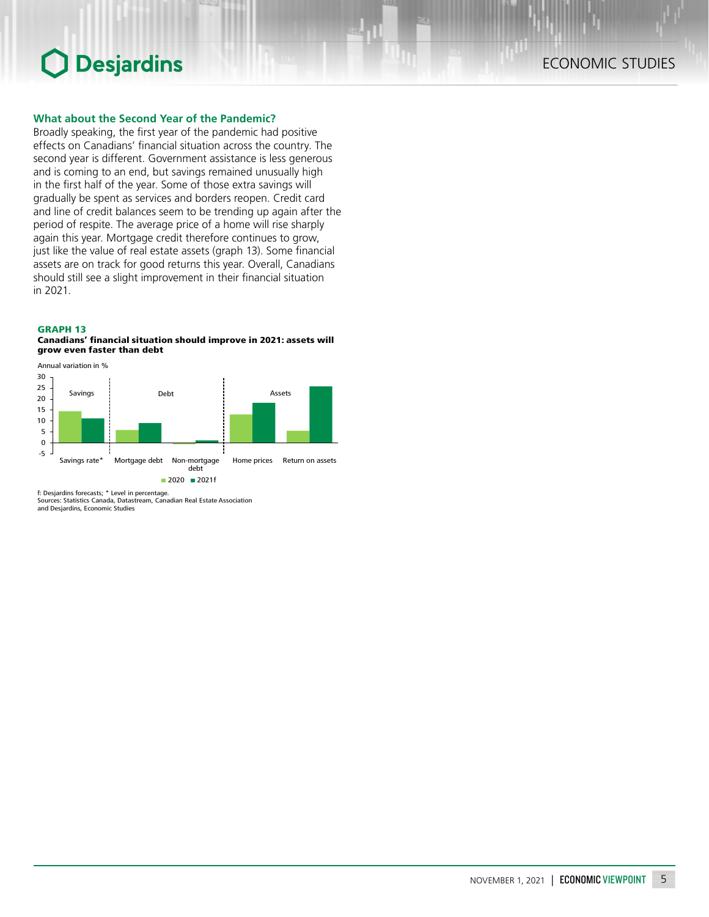### What about the Second Year of the Pandemic?

Broadly speaking, the first year of the pandemic had positive effects on Canadians' financial situation across the country. The second year is different. Government assistance is less generous and is coming to an end, but savings remained unusually high in the first half of the year. Some of those extra savings will gradually be spent as services and borders reopen. Credit card and line of credit balances seem to be trending up again after the period of respite. The average price of a home will rise sharply again this year. Mortgage credit therefore continues to grow, just like the value of real estate assets (graph 13). Some financial assets are on track for good returns this year. Overall, Canadians should still see a slight improvement in their financial situation in 2021.

**GRAPH 13**
**Canadians' financial situation should improve in 2021: assets will grow even faster than debt**

Annual variation in %

30
25
20
15
10
5
0
-5

Savings
Debt
Assets

Savings rate*
Mortgage debt
Non-mortgage debt
Home prices
Return on assets

2020
2021f

f: Desjardins forecasts; * Level in percentage.
Sources: Statistics Canada, Datastream, Canadian Real Estate Association and Desjardins, Economic Studies